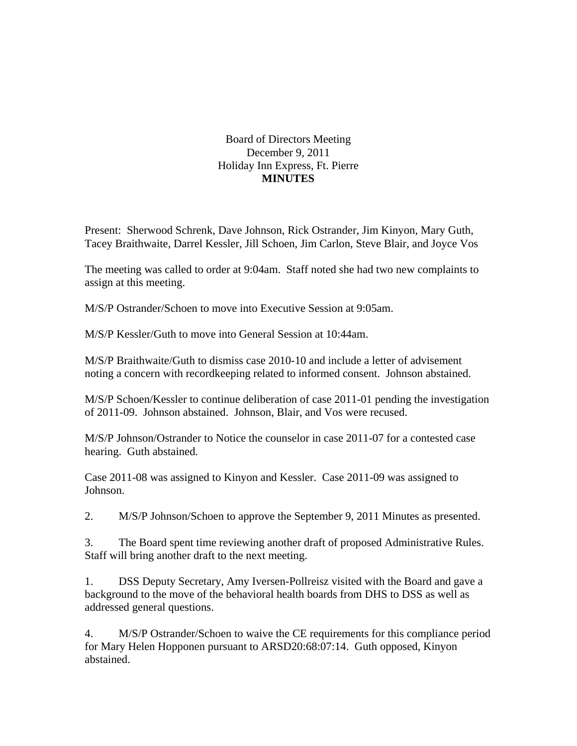Board of Directors Meeting
December 9, 2011
Holiday Inn Express, Ft. Pierre
**MINUTES**

Present: Sherwood Schrenk, Dave Johnson, Rick Ostrander, Jim Kinyon, Mary Guth, Tacey Braithwaite, Darrel Kessler, Jill Schoen, Jim Carlon, Steve Blair, and Joyce Vos

The meeting was called to order at 9:04am. Staff noted she had two new complaints to assign at this meeting.

M/S/P Ostrander/Schoen to move into Executive Session at 9:05am.

M/S/P Kessler/Guth to move into General Session at 10:44am.

M/S/P Braithwaite/Guth to dismiss case 2010-10 and include a letter of advisement noting a concern with recordkeeping related to informed consent. Johnson abstained.

M/S/P Schoen/Kessler to continue deliberation of case 2011-01 pending the investigation of 2011-09. Johnson abstained. Johnson, Blair, and Vos were recused.

M/S/P Johnson/Ostrander to Notice the counselor in case 2011-07 for a contested case hearing. Guth abstained.

Case 2011-08 was assigned to Kinyon and Kessler. Case 2011-09 was assigned to Johnson.

2. M/S/P Johnson/Schoen to approve the September 9, 2011 Minutes as presented.

3. The Board spent time reviewing another draft of proposed Administrative Rules. Staff will bring another draft to the next meeting.

1. DSS Deputy Secretary, Amy Iversen-Pollreisz visited with the Board and gave a background to the move of the behavioral health boards from DHS to DSS as well as addressed general questions.

4. M/S/P Ostrander/Schoen to waive the CE requirements for this compliance period for Mary Helen Hopponen pursuant to ARSD20:68:07:14. Guth opposed, Kinyon abstained.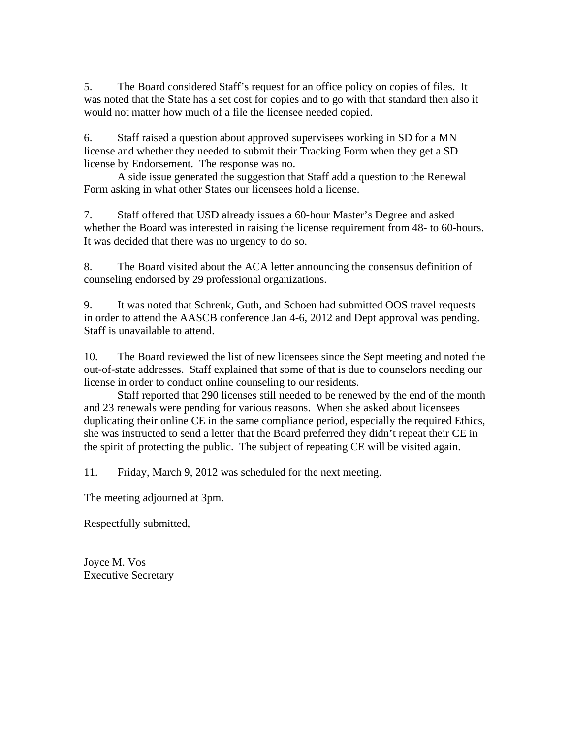5. The Board considered Staff's request for an office policy on copies of files. It was noted that the State has a set cost for copies and to go with that standard then also it would not matter how much of a file the licensee needed copied.

6. Staff raised a question about approved supervisees working in SD for a MN license and whether they needed to submit their Tracking Form when they get a SD license by Endorsement. The response was no.

A side issue generated the suggestion that Staff add a question to the Renewal Form asking in what other States our licensees hold a license.

7. Staff offered that USD already issues a 60-hour Master's Degree and asked whether the Board was interested in raising the license requirement from 48- to 60-hours. It was decided that there was no urgency to do so.

8. The Board visited about the ACA letter announcing the consensus definition of counseling endorsed by 29 professional organizations.

9. It was noted that Schrenk, Guth, and Schoen had submitted OOS travel requests in order to attend the AASCB conference Jan 4-6, 2012 and Dept approval was pending. Staff is unavailable to attend.

10. The Board reviewed the list of new licensees since the Sept meeting and noted the out-of-state addresses. Staff explained that some of that is due to counselors needing our license in order to conduct online counseling to our residents.

Staff reported that 290 licenses still needed to be renewed by the end of the month and 23 renewals were pending for various reasons. When she asked about licensees duplicating their online CE in the same compliance period, especially the required Ethics, she was instructed to send a letter that the Board preferred they didn't repeat their CE in the spirit of protecting the public. The subject of repeating CE will be visited again.

11. Friday, March 9, 2012 was scheduled for the next meeting.

The meeting adjourned at 3pm.

Respectfully submitted,

Joyce M. Vos
Executive Secretary